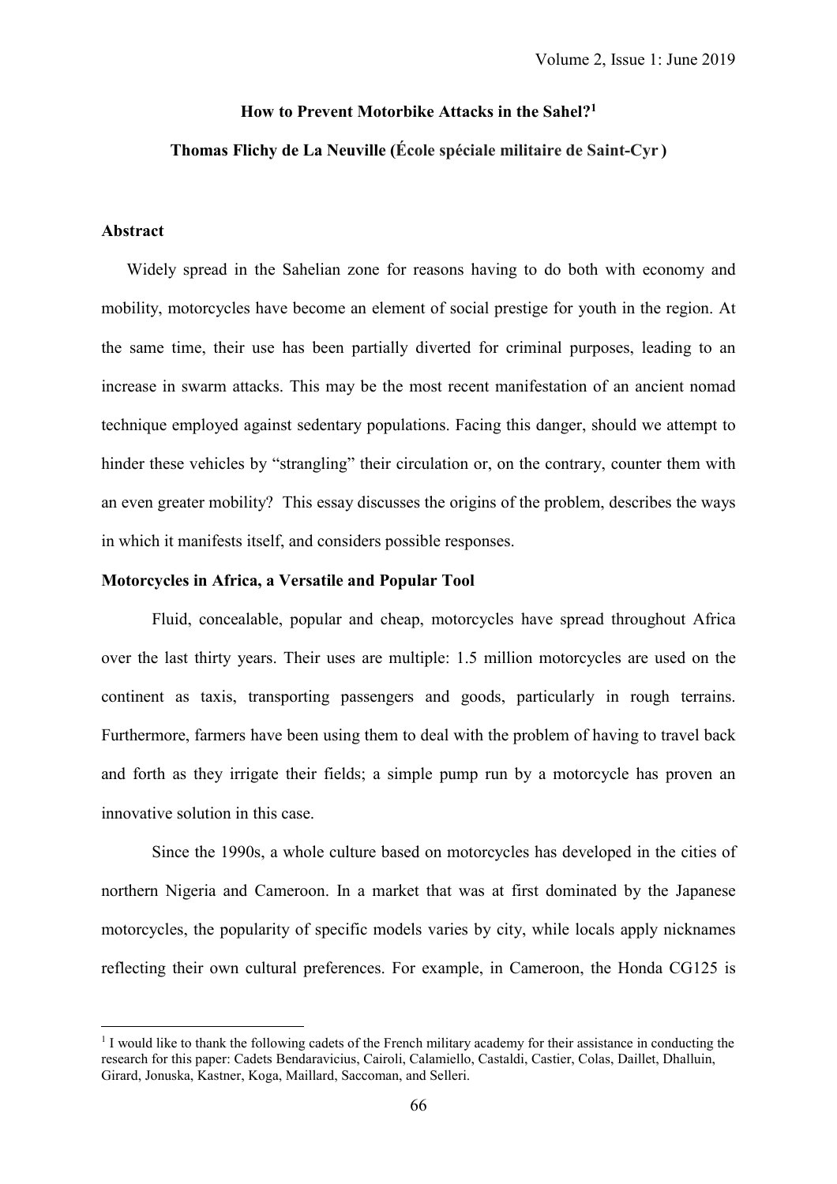# How to Prevent Motorbike Attacks in the Sahel?[1]

**Thomas Flichy de La Neuville (École spéciale militaire de Saint-Cyr)**

### Abstract

Widely spread in the Sahelian zone for reasons having to do both with economy and mobility, motorcycles have become an element of social prestige for youth in the region. At the same time, their use has been partially diverted for criminal purposes, leading to an increase in swarm attacks. This may be the most recent manifestation of an ancient nomad technique employed against sedentary populations. Facing this danger, should we attempt to hinder these vehicles by "strangling" their circulation or, on the contrary, counter them with an even greater mobility? This essay discusses the origins of the problem, describes the ways in which it manifests itself, and considers possible responses.

### Motorcycles in Africa, a Versatile and Popular Tool

Fluid, concealable, popular and cheap, motorcycles have spread throughout Africa over the last thirty years. Their uses are multiple: 1.5 million motorcycles are used on the continent as taxis, transporting passengers and goods, particularly in rough terrains. Furthermore, farmers have been using them to deal with the problem of having to travel back and forth as they irrigate their fields; a simple pump run by a motorcycle has proven an innovative solution in this case.

Since the 1990s, a whole culture based on motorcycles has developed in the cities of northern Nigeria and Cameroon. In a market that was at first dominated by the Japanese motorcycles, the popularity of specific models varies by city, while locals apply nicknames reflecting their own cultural preferences. For example, in Cameroon, the Honda CG125 is

---

[1] I would like to thank the following cadets of the French military academy for their assistance in conducting the research for this paper: Cadets Bendaravicius, Cairoli, Calamiello, Castaldi, Castier, Colas, Daillet, Dhalluin, Girard, Jonuska, Kastner, Koga, Maillard, Saccoman, and Selleri.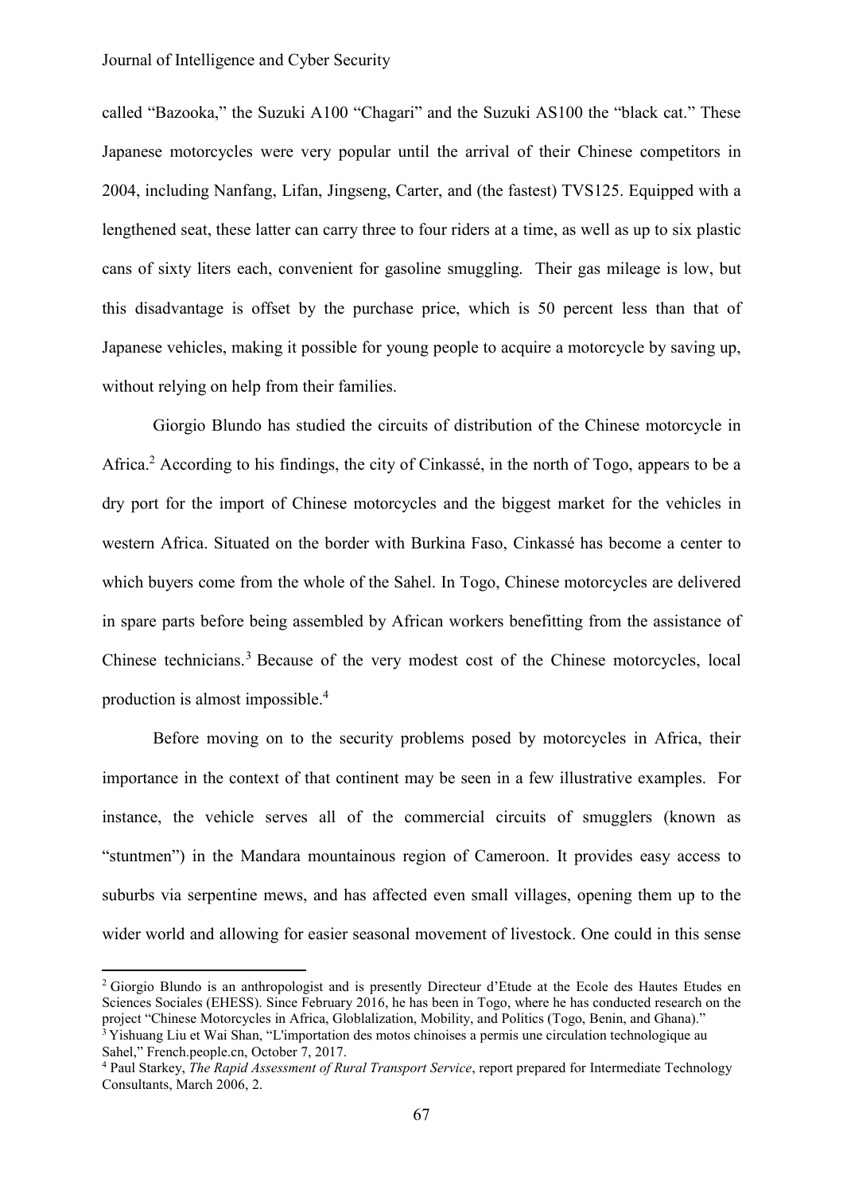called "Bazooka," the Suzuki A100 "Chagari" and the Suzuki AS100 the "black cat." These Japanese motorcycles were very popular until the arrival of their Chinese competitors in 2004, including Nanfang, Lifan, Jingseng, Carter, and (the fastest) TVS125. Equipped with a lengthened seat, these latter can carry three to four riders at a time, as well as up to six plastic cans of sixty liters each, convenient for gasoline smuggling. Their gas mileage is low, but this disadvantage is offset by the purchase price, which is 50 percent less than that of Japanese vehicles, making it possible for young people to acquire a motorcycle by saving up, without relying on help from their families.

Giorgio Blundo has studied the circuits of distribution of the Chinese motorcycle in Africa.[2] According to his findings, the city of Cinkassé, in the north of Togo, appears to be a dry port for the import of Chinese motorcycles and the biggest market for the vehicles in western Africa. Situated on the border with Burkina Faso, Cinkassé has become a center to which buyers come from the whole of the Sahel. In Togo, Chinese motorcycles are delivered in spare parts before being assembled by African workers benefitting from the assistance of Chinese technicians.[3] Because of the very modest cost of the Chinese motorcycles, local production is almost impossible.[4]

Before moving on to the security problems posed by motorcycles in Africa, their importance in the context of that continent may be seen in a few illustrative examples. For instance, the vehicle serves all of the commercial circuits of smugglers (known as "stuntmen") in the Mandara mountainous region of Cameroon. It provides easy access to suburbs via serpentine mews, and has affected even small villages, opening them up to the wider world and allowing for easier seasonal movement of livestock. One could in this sense

---

[2] Giorgio Blundo is an anthropologist and is presently Directeur d'Etude at the Ecole des Hautes Etudes en Sciences Sociales (EHESS). Since February 2016, he has been in Togo, where he has conducted research on the project "Chinese Motorcycles in Africa, Globlalization, Mobility, and Politics (Togo, Benin, and Ghana)."

[3] Yishuang Liu et Wai Shan, "L'importation des motos chinoises a permis une circulation technologique au Sahel," French.people.cn, October 7, 2017.

[4] Paul Starkey, *The Rapid Assessment of Rural Transport Service*, report prepared for Intermediate Technology Consultants, March 2006, 2.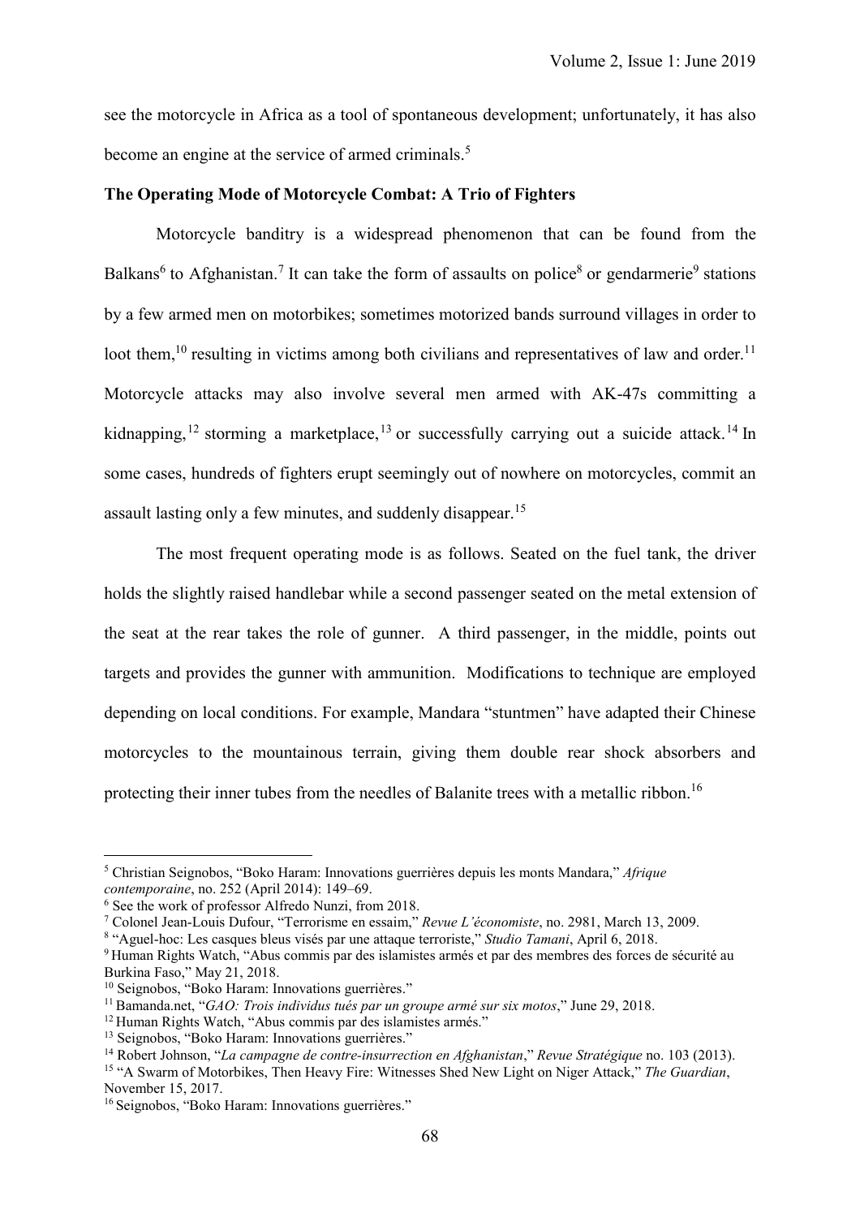see the motorcycle in Africa as a tool of spontaneous development; unfortunately, it has also become an engine at the service of armed criminals.[5]

## The Operating Mode of Motorcycle Combat: A Trio of Fighters

Motorcycle banditry is a widespread phenomenon that can be found from the Balkans[6] to Afghanistan.[7] It can take the form of assaults on police[8] or gendarmerie[9] stations by a few armed men on motorbikes; sometimes motorized bands surround villages in order to loot them,[10] resulting in victims among both civilians and representatives of law and order.[11] Motorcycle attacks may also involve several men armed with AK-47s committing a kidnapping,[12] storming a marketplace,[13] or successfully carrying out a suicide attack.[14] In some cases, hundreds of fighters erupt seemingly out of nowhere on motorcycles, commit an assault lasting only a few minutes, and suddenly disappear.[15]

The most frequent operating mode is as follows. Seated on the fuel tank, the driver holds the slightly raised handlebar while a second passenger seated on the metal extension of the seat at the rear takes the role of gunner. A third passenger, in the middle, points out targets and provides the gunner with ammunition. Modifications to technique are employed depending on local conditions. For example, Mandara "stuntmen" have adapted their Chinese motorcycles to the mountainous terrain, giving them double rear shock absorbers and protecting their inner tubes from the needles of Balanite trees with a metallic ribbon.[16]

---

[5] Christian Seignobos, "Boko Haram: Innovations guerrières depuis les monts Mandara," *Afrique contemporaine*, no. 252 (April 2014): 149–69.

[6] See the work of professor Alfredo Nunzi, from 2018.

[7] Colonel Jean-Louis Dufour, "Terrorisme en essaim," *Revue L'économiste*, no. 2981, March 13, 2009.

[8] "Aguel-hoc: Les casques bleus visés par une attaque terroriste," *Studio Tamani*, April 6, 2018.

[9] Human Rights Watch, "Abus commis par des islamistes armés et par des membres des forces de sécurité au Burkina Faso," May 21, 2018.

[10] Seignobos, "Boko Haram: Innovations guerrières."

[11] Bamanda.net, "*GAO: Trois individus tués par un groupe armé sur six motos*," June 29, 2018.

[12] Human Rights Watch, "Abus commis par des islamistes armés."

[13] Seignobos, "Boko Haram: Innovations guerrières."

[14] Robert Johnson, "*La campagne de contre-insurrection en Afghanistan*," *Revue Stratégique* no. 103 (2013).

[15] "A Swarm of Motorbikes, Then Heavy Fire: Witnesses Shed New Light on Niger Attack," *The Guardian*, November 15, 2017.

[16] Seignobos, "Boko Haram: Innovations guerrières."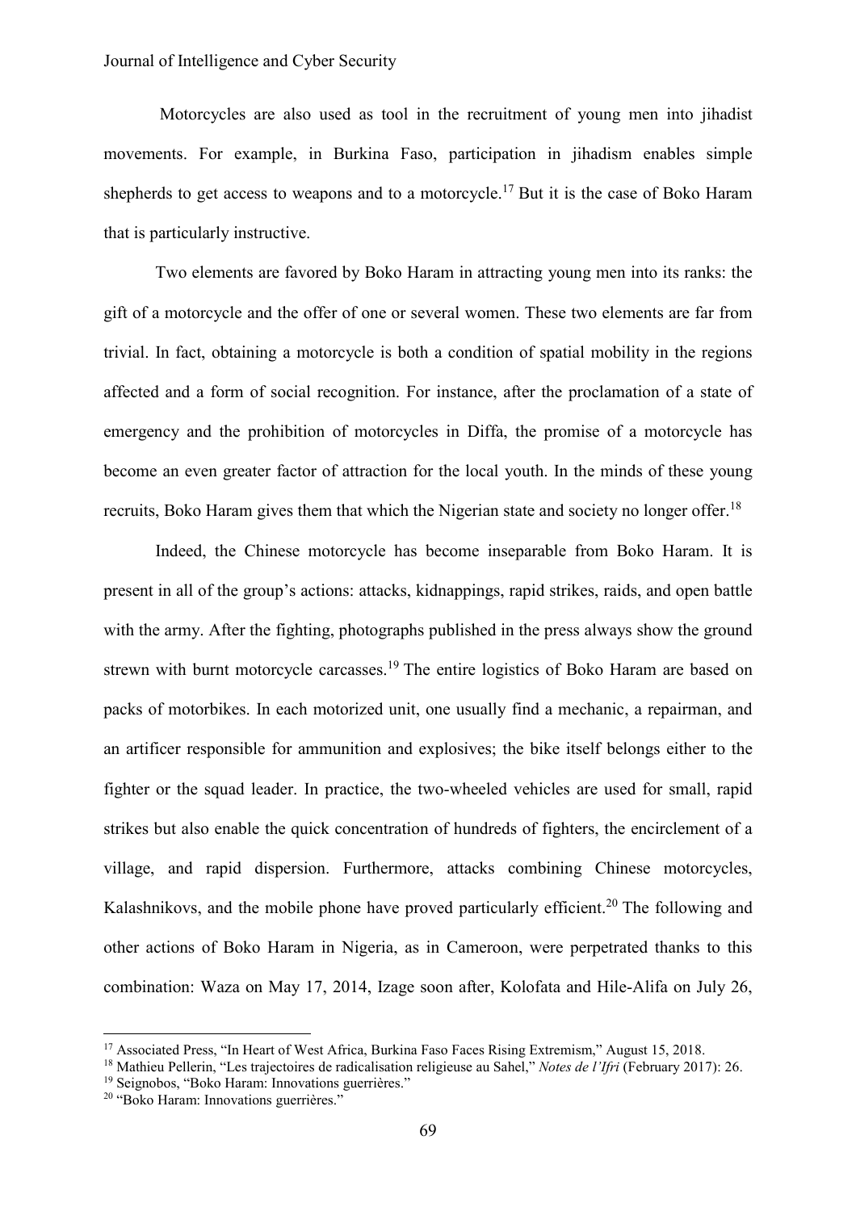Motorcycles are also used as tool in the recruitment of young men into jihadist movements. For example, in Burkina Faso, participation in jihadism enables simple shepherds to get access to weapons and to a motorcycle.[17] But it is the case of Boko Haram that is particularly instructive.

Two elements are favored by Boko Haram in attracting young men into its ranks: the gift of a motorcycle and the offer of one or several women. These two elements are far from trivial. In fact, obtaining a motorcycle is both a condition of spatial mobility in the regions affected and a form of social recognition. For instance, after the proclamation of a state of emergency and the prohibition of motorcycles in Diffa, the promise of a motorcycle has become an even greater factor of attraction for the local youth. In the minds of these young recruits, Boko Haram gives them that which the Nigerian state and society no longer offer.[18]

Indeed, the Chinese motorcycle has become inseparable from Boko Haram. It is present in all of the group's actions: attacks, kidnappings, rapid strikes, raids, and open battle with the army. After the fighting, photographs published in the press always show the ground strewn with burnt motorcycle carcasses.[19] The entire logistics of Boko Haram are based on packs of motorbikes. In each motorized unit, one usually find a mechanic, a repairman, and an artificer responsible for ammunition and explosives; the bike itself belongs either to the fighter or the squad leader. In practice, the two-wheeled vehicles are used for small, rapid strikes but also enable the quick concentration of hundreds of fighters, the encirclement of a village, and rapid dispersion. Furthermore, attacks combining Chinese motorcycles, Kalashnikovs, and the mobile phone have proved particularly efficient.[20] The following and other actions of Boko Haram in Nigeria, as in Cameroon, were perpetrated thanks to this combination: Waza on May 17, 2014, Izage soon after, Kolofata and Hile-Alifa on July 26,

---

[17] Associated Press, "In Heart of West Africa, Burkina Faso Faces Rising Extremism," August 15, 2018.

[18] Mathieu Pellerin, "Les trajectoires de radicalisation religieuse au Sahel," *Notes de l'Ifri* (February 2017): 26.

[19] Seignobos, "Boko Haram: Innovations guerrières."

[20] "Boko Haram: Innovations guerrières."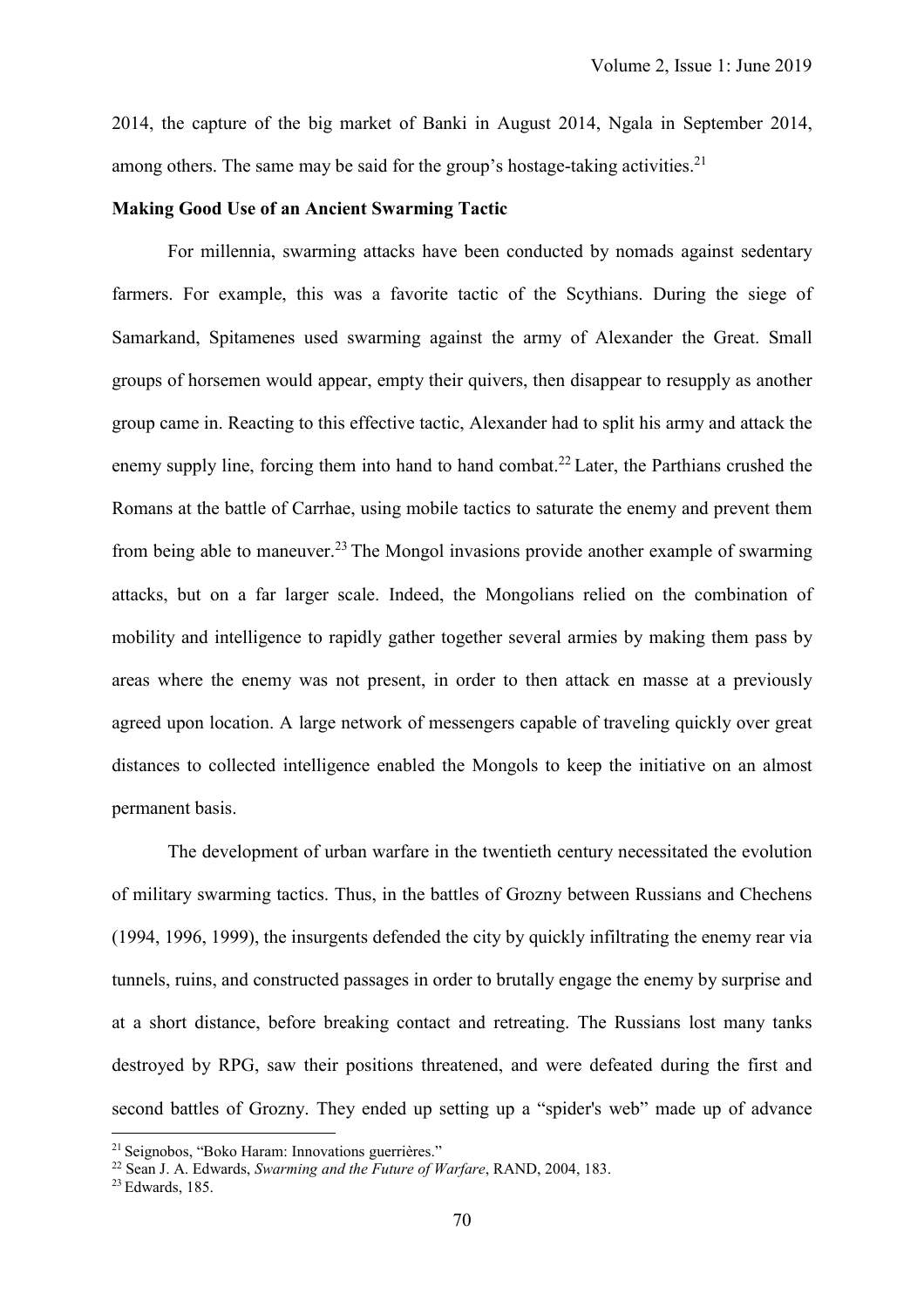2014, the capture of the big market of Banki in August 2014, Ngala in September 2014, among others. The same may be said for the group's hostage-taking activities.[21]

**Making Good Use of an Ancient Swarming Tactic**

For millennia, swarming attacks have been conducted by nomads against sedentary farmers. For example, this was a favorite tactic of the Scythians. During the siege of Samarkand, Spitamenes used swarming against the army of Alexander the Great. Small groups of horsemen would appear, empty their quivers, then disappear to resupply as another group came in. Reacting to this effective tactic, Alexander had to split his army and attack the enemy supply line, forcing them into hand to hand combat.[22] Later, the Parthians crushed the Romans at the battle of Carrhae, using mobile tactics to saturate the enemy and prevent them from being able to maneuver.[23] The Mongol invasions provide another example of swarming attacks, but on a far larger scale. Indeed, the Mongolians relied on the combination of mobility and intelligence to rapidly gather together several armies by making them pass by areas where the enemy was not present, in order to then attack en masse at a previously agreed upon location. A large network of messengers capable of traveling quickly over great distances to collected intelligence enabled the Mongols to keep the initiative on an almost permanent basis.

The development of urban warfare in the twentieth century necessitated the evolution of military swarming tactics. Thus, in the battles of Grozny between Russians and Chechens (1994, 1996, 1999), the insurgents defended the city by quickly infiltrating the enemy rear via tunnels, ruins, and constructed passages in order to brutally engage the enemy by surprise and at a short distance, before breaking contact and retreating. The Russians lost many tanks destroyed by RPG, saw their positions threatened, and were defeated during the first and second battles of Grozny. They ended up setting up a "spider's web" made up of advance

---

[21] Seignobos, "Boko Haram: Innovations guerrières."

[22] Sean J. A. Edwards, *Swarming and the Future of Warfare*, RAND, 2004, 183.

[23] Edwards, 185.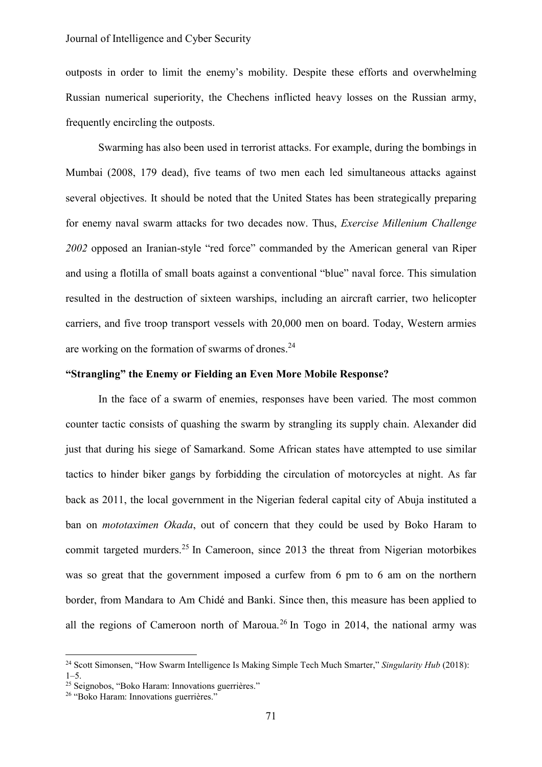outposts in order to limit the enemy's mobility. Despite these efforts and overwhelming Russian numerical superiority, the Chechens inflicted heavy losses on the Russian army, frequently encircling the outposts.

Swarming has also been used in terrorist attacks. For example, during the bombings in Mumbai (2008, 179 dead), five teams of two men each led simultaneous attacks against several objectives. It should be noted that the United States has been strategically preparing for enemy naval swarm attacks for two decades now. Thus, *Exercise Millenium Challenge 2002* opposed an Iranian-style "red force" commanded by the American general van Riper and using a flotilla of small boats against a conventional "blue" naval force. This simulation resulted in the destruction of sixteen warships, including an aircraft carrier, two helicopter carriers, and five troop transport vessels with 20,000 men on board. Today, Western armies are working on the formation of swarms of drones.[24]

**"Strangling" the Enemy or Fielding an Even More Mobile Response?**

In the face of a swarm of enemies, responses have been varied. The most common counter tactic consists of quashing the swarm by strangling its supply chain. Alexander did just that during his siege of Samarkand. Some African states have attempted to use similar tactics to hinder biker gangs by forbidding the circulation of motorcycles at night. As far back as 2011, the local government in the Nigerian federal capital city of Abuja instituted a ban on *mototaximen Okada*, out of concern that they could be used by Boko Haram to commit targeted murders.[25] In Cameroon, since 2013 the threat from Nigerian motorbikes was so great that the government imposed a curfew from 6 pm to 6 am on the northern border, from Mandara to Am Chidé and Banki. Since then, this measure has been applied to all the regions of Cameroon north of Maroua.[26] In Togo in 2014, the national army was

---

[24] Scott Simonsen, "How Swarm Intelligence Is Making Simple Tech Much Smarter," *Singularity Hub* (2018): 1–5.

[25] Seignobos, "Boko Haram: Innovations guerrières."

[26] "Boko Haram: Innovations guerrières."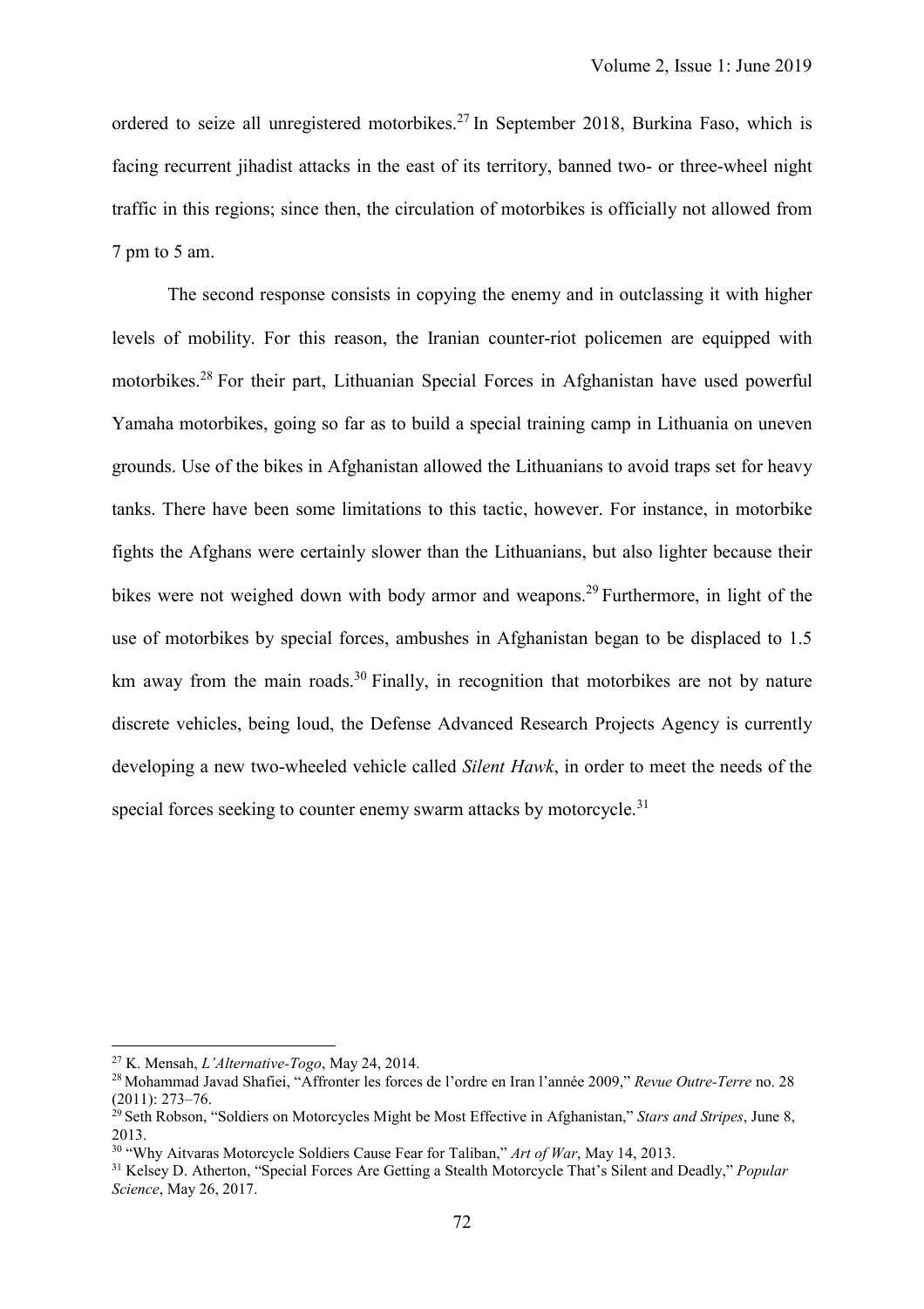ordered to seize all unregistered motorbikes.[27] In September 2018, Burkina Faso, which is facing recurrent jihadist attacks in the east of its territory, banned two- or three-wheel night traffic in this regions; since then, the circulation of motorbikes is officially not allowed from 7 pm to 5 am.

The second response consists in copying the enemy and in outclassing it with higher levels of mobility. For this reason, the Iranian counter-riot policemen are equipped with motorbikes.[28] For their part, Lithuanian Special Forces in Afghanistan have used powerful Yamaha motorbikes, going so far as to build a special training camp in Lithuania on uneven grounds. Use of the bikes in Afghanistan allowed the Lithuanians to avoid traps set for heavy tanks. There have been some limitations to this tactic, however. For instance, in motorbike fights the Afghans were certainly slower than the Lithuanians, but also lighter because their bikes were not weighed down with body armor and weapons.[29] Furthermore, in light of the use of motorbikes by special forces, ambushes in Afghanistan began to be displaced to 1.5 km away from the main roads.[30] Finally, in recognition that motorbikes are not by nature discrete vehicles, being loud, the Defense Advanced Research Projects Agency is currently developing a new two-wheeled vehicle called *Silent Hawk*, in order to meet the needs of the special forces seeking to counter enemy swarm attacks by motorcycle.[31]

---

[27] K. Mensah, *L'Alternative-Togo*, May 24, 2014.

[28] Mohammad Javad Shafiei, "Affronter les forces de l'ordre en Iran l'année 2009," *Revue Outre-Terre* no. 28 (2011): 273–76.

[29] Seth Robson, "Soldiers on Motorcycles Might be Most Effective in Afghanistan," *Stars and Stripes*, June 8, 2013.

[30] "Why Aitvaras Motorcycle Soldiers Cause Fear for Taliban," *Art of War*, May 14, 2013.

[31] Kelsey D. Atherton, "Special Forces Are Getting a Stealth Motorcycle That's Silent and Deadly," *Popular Science*, May 26, 2017.